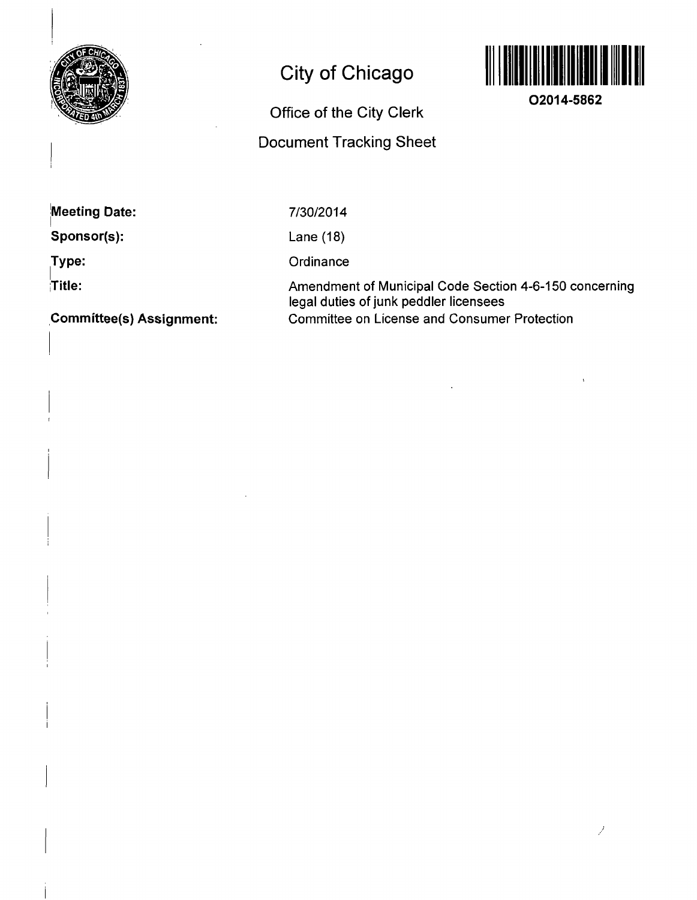# City of Chicago

O2014-5862

## Office of the City Clerk

## Document Tracking Sheet

**Meeting Date:** 7/30/2014

**Sponsor(s):** Lane (18)

**Type:** Ordinance

**Title:** Amendment of Municipal Code Section 4-6-150 concerning legal duties of junk peddler licensees

**Committee(s) Assignment:** Committee on License and Consumer Protection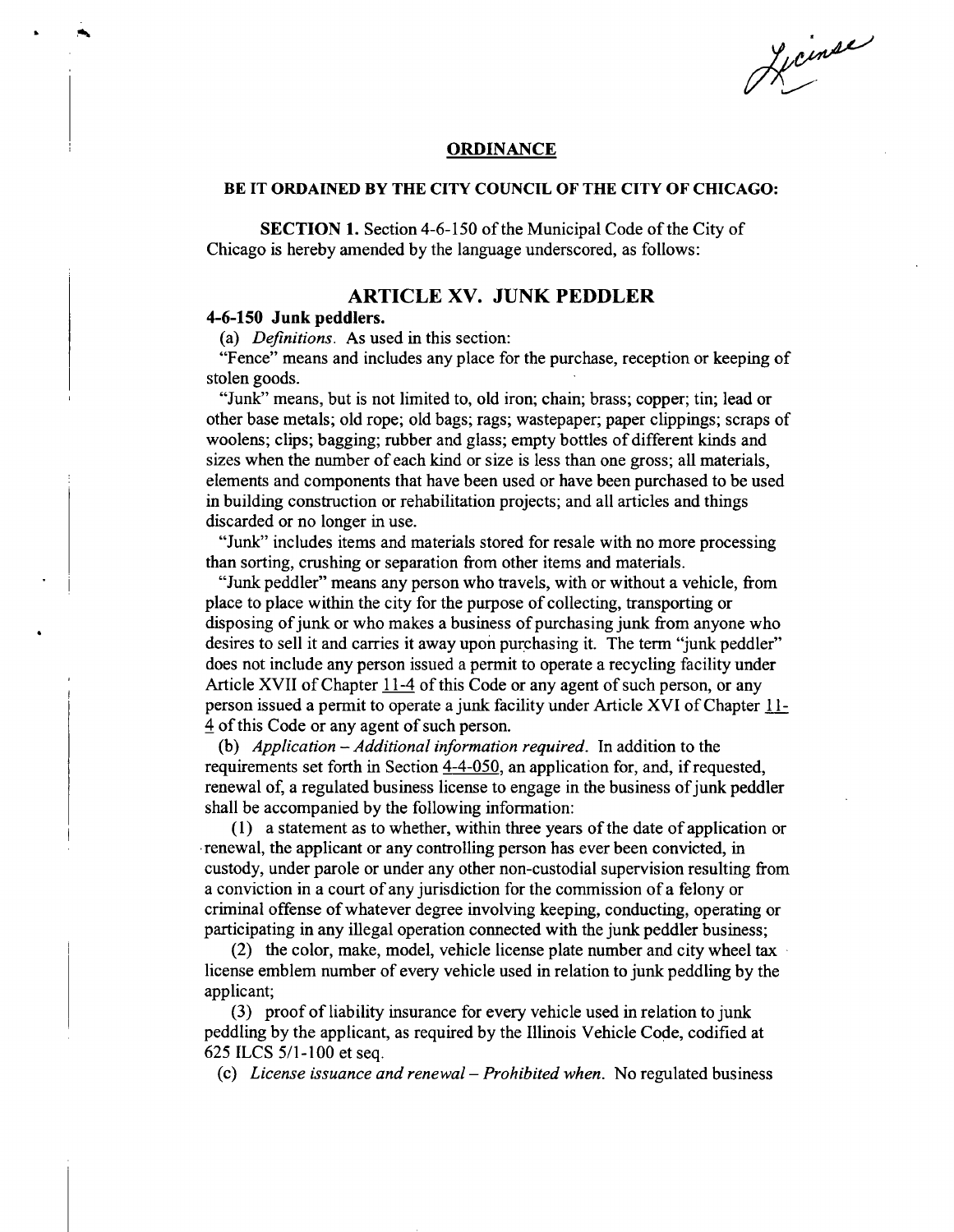License

**ORDINANCE**

**BE IT ORDAINED BY THE CITY COUNCIL OF THE CITY OF CHICAGO:**

**SECTION 1.** Section 4-6-150 of the Municipal Code of the City of Chicago is hereby amended by the language underscored, as follows:

## ARTICLE XV. JUNK PEDDLER

### 4-6-150 Junk peddlers.

(a) *Definitions.* As used in this section:

"Fence" means and includes any place for the purchase, reception or keeping of stolen goods.

"Junk" means, but is not limited to, old iron; chain; brass; copper; tin; lead or other base metals; old rope; old bags; rags; wastepaper; paper clippings; scraps of woolens; clips; bagging; rubber and glass; empty bottles of different kinds and sizes when the number of each kind or size is less than one gross; all materials, elements and components that have been used or have been purchased to be used in building construction or rehabilitation projects; and all articles and things discarded or no longer in use.

"Junk" includes items and materials stored for resale with no more processing than sorting, crushing or separation from other items and materials.

"Junk peddler" means any person who travels, with or without a vehicle, from place to place within the city for the purpose of collecting, transporting or disposing of junk or who makes a business of purchasing junk from anyone who desires to sell it and carries it away upon purchasing it. The term "junk peddler" does not include any person issued a permit to operate a recycling facility under Article XVII of Chapter 11-4 of this Code or any agent of such person, or any person issued a permit to operate a junk facility under Article XVI of Chapter 11-4 of this Code or any agent of such person.

(b) *Application – Additional information required.* In addition to the requirements set forth in Section 4-4-050, an application for, and, if requested, renewal of, a regulated business license to engage in the business of junk peddler shall be accompanied by the following information:

(1) a statement as to whether, within three years of the date of application or renewal, the applicant or any controlling person has ever been convicted, in custody, under parole or under any other non-custodial supervision resulting from a conviction in a court of any jurisdiction for the commission of a felony or criminal offense of whatever degree involving keeping, conducting, operating or participating in any illegal operation connected with the junk peddler business;

(2) the color, make, model, vehicle license plate number and city wheel tax license emblem number of every vehicle used in relation to junk peddling by the applicant;

(3) proof of liability insurance for every vehicle used in relation to junk peddling by the applicant, as required by the Illinois Vehicle Code, codified at 625 ILCS 5/1-100 et seq.

(c) *License issuance and renewal – Prohibited when.* No regulated business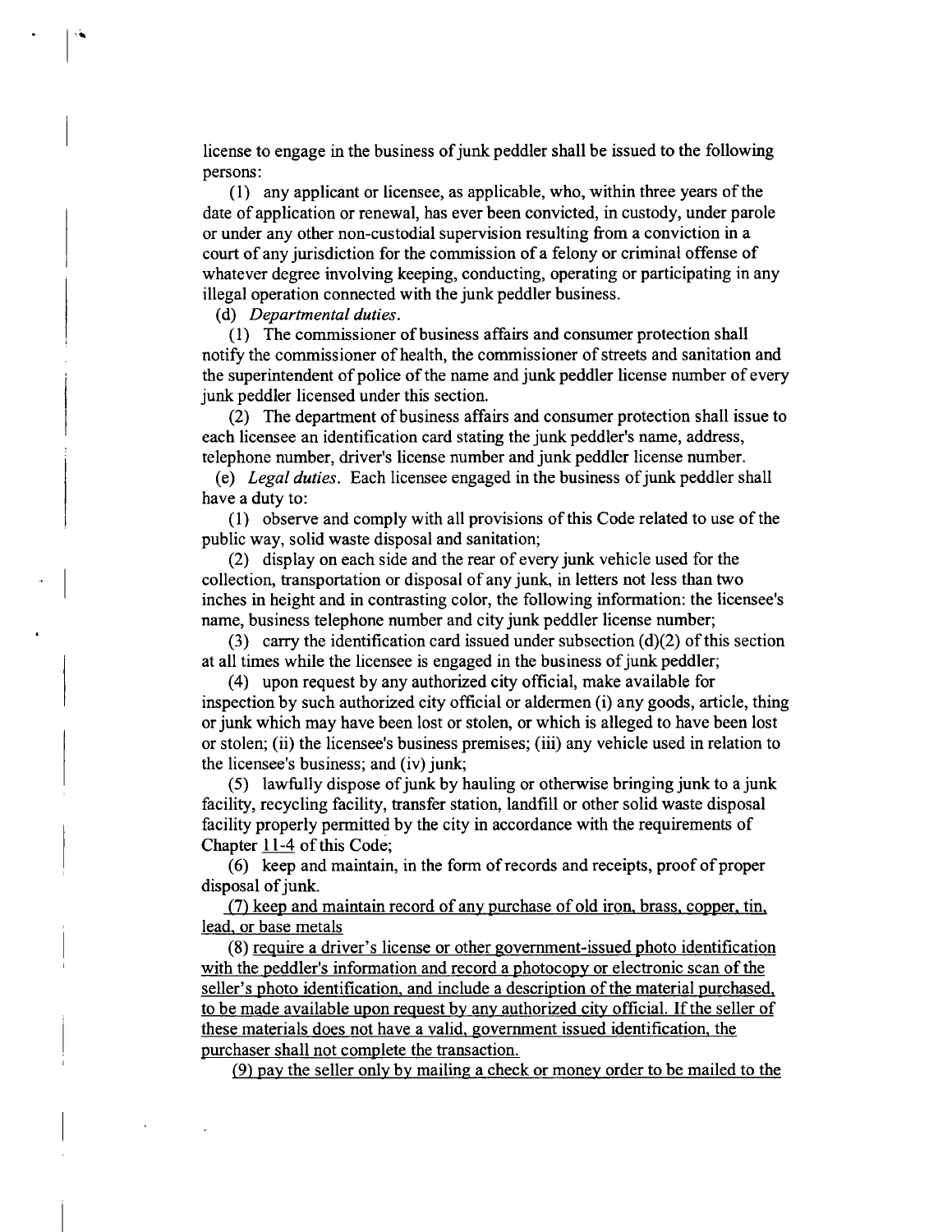license to engage in the business of junk peddler shall be issued to the following persons:

(1) any applicant or licensee, as applicable, who, within three years of the date of application or renewal, has ever been convicted, in custody, under parole or under any other non-custodial supervision resulting from a conviction in a court of any jurisdiction for the commission of a felony or criminal offense of whatever degree involving keeping, conducting, operating or participating in any illegal operation connected with the junk peddler business.

(d) *Departmental duties.*

(1) The commissioner of business affairs and consumer protection shall notify the commissioner of health, the commissioner of streets and sanitation and the superintendent of police of the name and junk peddler license number of every junk peddler licensed under this section.

(2) The department of business affairs and consumer protection shall issue to each licensee an identification card stating the junk peddler's name, address, telephone number, driver's license number and junk peddler license number.

(e) *Legal duties.* Each licensee engaged in the business of junk peddler shall have a duty to:

(1) observe and comply with all provisions of this Code related to use of the public way, solid waste disposal and sanitation;

(2) display on each side and the rear of every junk vehicle used for the collection, transportation or disposal of any junk, in letters not less than two inches in height and in contrasting color, the following information: the licensee's name, business telephone number and city junk peddler license number;

(3) carry the identification card issued under subsection (d)(2) of this section at all times while the licensee is engaged in the business of junk peddler;

(4) upon request by any authorized city official, make available for inspection by such authorized city official or aldermen (i) any goods, article, thing or junk which may have been lost or stolen, or which is alleged to have been lost or stolen; (ii) the licensee's business premises; (iii) any vehicle used in relation to the licensee's business; and (iv) junk;

(5) lawfully dispose of junk by hauling or otherwise bringing junk to a junk facility, recycling facility, transfer station, landfill or other solid waste disposal facility properly permitted by the city in accordance with the requirements of Chapter 11-4 of this Code;

(6) keep and maintain, in the form of records and receipts, proof of proper disposal of junk.

<u>(7) keep and maintain record of any purchase of old iron, brass, copper, tin, lead, or base metals</u>

(8) <u>require a driver's license or other government-issued photo identification with the peddler's information and record a photocopy or electronic scan of the seller's photo identification, and include a description of the material purchased, to be made available upon request by any authorized city official. If the seller of these materials does not have a valid, government issued identification, the purchaser shall not complete the transaction.</u>

<u>(9) pay the seller only by mailing a check or money order to be mailed to the</u>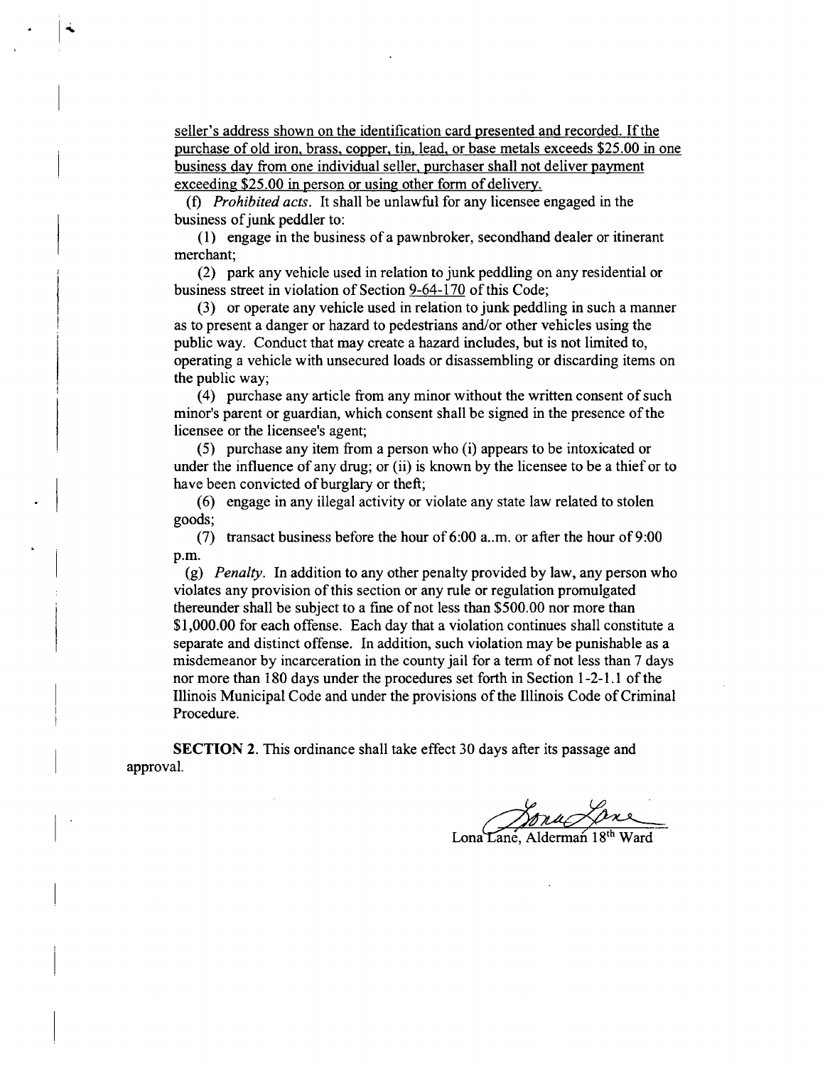seller's address shown on the identification card presented and recorded. If the purchase of old iron, brass, copper, tin, lead, or base metals exceeds $25.00 in one business day from one individual seller, purchaser shall not deliver payment exceeding $25.00 in person or using other form of delivery.

(f) *Prohibited acts.* It shall be unlawful for any licensee engaged in the business of junk peddler to:

(1) engage in the business of a pawnbroker, secondhand dealer or itinerant merchant;

(2) park any vehicle used in relation to junk peddling on any residential or business street in violation of Section 9-64-170 of this Code;

(3) or operate any vehicle used in relation to junk peddling in such a manner as to present a danger or hazard to pedestrians and/or other vehicles using the public way. Conduct that may create a hazard includes, but is not limited to, operating a vehicle with unsecured loads or disassembling or discarding items on the public way;

(4) purchase any article from any minor without the written consent of such minor's parent or guardian, which consent shall be signed in the presence of the licensee or the licensee's agent;

(5) purchase any item from a person who (i) appears to be intoxicated or under the influence of any drug; or (ii) is known by the licensee to be a thief or to have been convicted of burglary or theft;

(6) engage in any illegal activity or violate any state law related to stolen goods;

(7) transact business before the hour of 6:00 a..m. or after the hour of 9:00 p.m.

(g) *Penalty.* In addition to any other penalty provided by law, any person who violates any provision of this section or any rule or regulation promulgated thereunder shall be subject to a fine of not less than $500.00 nor more than $1,000.00 for each offense. Each day that a violation continues shall constitute a separate and distinct offense. In addition, such violation may be punishable as a misdemeanor by incarceration in the county jail for a term of not less than 7 days nor more than 180 days under the procedures set forth in Section 1-2-1.1 of the Illinois Municipal Code and under the provisions of the Illinois Code of Criminal Procedure.

**SECTION 2.** This ordinance shall take effect 30 days after its passage and approval.

Lona Lane, Alderman 18th Ward